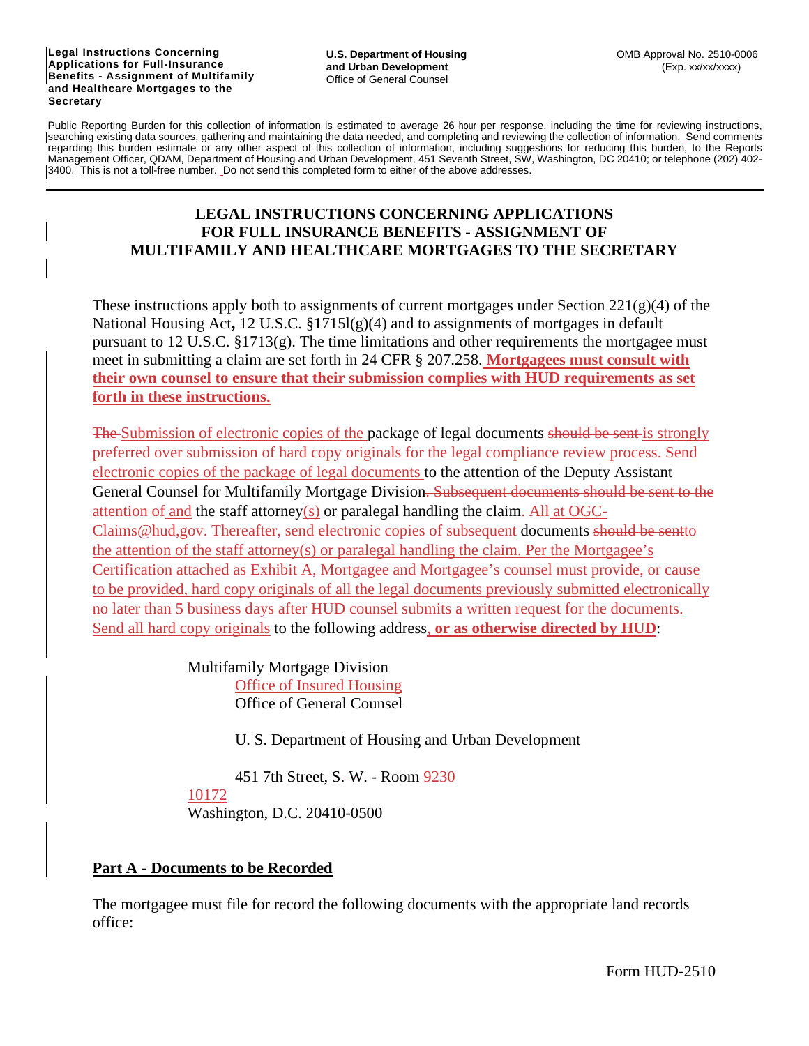**Legal Instructions Concerning Applications for Full-Insurance Benefits - Assignment of Multifamily and Healthcare Mortgages to the Secretary**

**U.S. Department of Housing and Urban Development**
Office of General Counsel

OMB Approval No. 2510-0006
(Exp. xx/xx/xxxx)

Public Reporting Burden for this collection of information is estimated to average 26 hour per response, including the time for reviewing instructions, searching existing data sources, gathering and maintaining the data needed, and completing and reviewing the collection of information. Send comments regarding this burden estimate or any other aspect of this collection of information, including suggestions for reducing this burden, to the Reports Management Officer, QDAM, Department of Housing and Urban Development, 451 Seventh Street, SW, Washington, DC 20410; or telephone (202) 402-3400. This is not a toll-free number. Do not send this completed form to either of the above addresses.

# LEGAL INSTRUCTIONS CONCERNING APPLICATIONS FOR FULL INSURANCE BENEFITS - ASSIGNMENT OF MULTIFAMILY AND HEALTHCARE MORTGAGES TO THE SECRETARY

These instructions apply both to assignments of current mortgages under Section 221(g)(4) of the National Housing Act, 12 U.S.C. §1715l(g)(4) and to assignments of mortgages in default pursuant to 12 U.S.C. §1713(g). The time limitations and other requirements the mortgagee must meet in submitting a claim are set forth in 24 CFR § 207.258. **Mortgagees must consult with their own counsel to ensure that their submission complies with HUD requirements as set forth in these instructions.**

~~The~~ Submission of electronic copies of the package of legal documents ~~should be sent~~ is strongly preferred over submission of hard copy originals for the legal compliance review process. Send electronic copies of the package of legal documents to the attention of the Deputy Assistant General Counsel for Multifamily Mortgage Division~~. Subsequent documents should be sent to the attention of~~ and the staff attorney(s) or paralegal handling the claim~~. All~~ at OGC-Claims@hud,gov. Thereafter, send electronic copies of subsequent documents ~~should be sent~~to the attention of the staff attorney(s) or paralegal handling the claim. Per the Mortgagee's Certification attached as Exhibit A, Mortgagee and Mortgagee's counsel must provide, or cause to be provided, hard copy originals of all the legal documents previously submitted electronically no later than 5 business days after HUD counsel submits a written request for the documents. Send all hard copy originals to the following address**, or as otherwise directed by HUD**:

Multifamily Mortgage Division
Office of Insured Housing
Office of General Counsel

U. S. Department of Housing and Urban Development

451 7th Street, S.W. - Room ~~9230~~ 10172
Washington, D.C. 20410-0500

## Part A - Documents to be Recorded

The mortgagee must file for record the following documents with the appropriate land records office: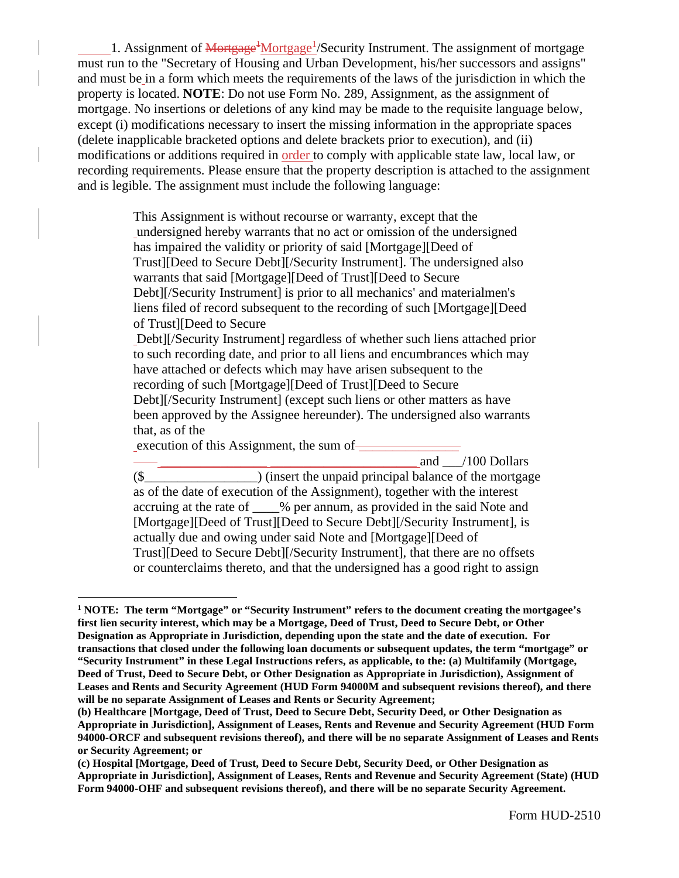_____1. Assignment of Mortgage[1]/Security Instrument. The assignment of mortgage must run to the "Secretary of Housing and Urban Development, his/her successors and assigns" and must be in a form which meets the requirements of the laws of the jurisdiction in which the property is located. **NOTE**: Do not use Form No. 289, Assignment, as the assignment of mortgage. No insertions or deletions of any kind may be made to the requisite language below, except (i) modifications necessary to insert the missing information in the appropriate spaces (delete inapplicable bracketed options and delete brackets prior to execution), and (ii) modifications or additions required in order to comply with applicable state law, local law, or recording requirements. Please ensure that the property description is attached to the assignment and is legible. The assignment must include the following language:

> This Assignment is without recourse or warranty, except that the undersigned hereby warrants that no act or omission of the undersigned has impaired the validity or priority of said [Mortgage][Deed of Trust][Deed to Secure Debt][/Security Instrument]. The undersigned also warrants that said [Mortgage][Deed of Trust][Deed to Secure Debt][/Security Instrument] is prior to all mechanics' and materialmen's liens filed of record subsequent to the recording of such [Mortgage][Deed of Trust][Deed to Secure Debt][/Security Instrument] regardless of whether such liens attached prior to such recording date, and prior to all liens and encumbrances which may have attached or defects which may have arisen subsequent to the recording of such [Mortgage][Deed of Trust][Deed to Secure Debt][/Security Instrument] (except such liens or other matters as have been approved by the Assignee hereunder). The undersigned also warrants that, as of the execution of this Assignment, the sum of ________________________________________ and ___/100 Dollars ($________________) (insert the unpaid principal balance of the mortgage as of the date of execution of the Assignment), together with the interest accruing at the rate of ____% per annum, as provided in the said Note and [Mortgage][Deed of Trust][Deed to Secure Debt][/Security Instrument], is actually due and owing under said Note and [Mortgage][Deed of Trust][Deed to Secure Debt][/Security Instrument], that there are no offsets or counterclaims thereto, and that the undersigned has a good right to assign

---

[1] **NOTE: The term "Mortgage" or "Security Instrument" refers to the document creating the mortgagee's first lien security interest, which may be a Mortgage, Deed of Trust, Deed to Secure Debt, or Other Designation as Appropriate in Jurisdiction, depending upon the state and the date of execution. For transactions that closed under the following loan documents or subsequent updates, the term "mortgage" or "Security Instrument" in these Legal Instructions refers, as applicable, to the: (a) Multifamily (Mortgage, Deed of Trust, Deed to Secure Debt, or Other Designation as Appropriate in Jurisdiction), Assignment of Leases and Rents and Security Agreement (HUD Form 94000M and subsequent revisions thereof), and there will be no separate Assignment of Leases and Rents or Security Agreement;**

**(b) Healthcare [Mortgage, Deed of Trust, Deed to Secure Debt, Security Deed, or Other Designation as Appropriate in Jurisdiction], Assignment of Leases, Rents and Revenue and Security Agreement (HUD Form 94000-ORCF and subsequent revisions thereof), and there will be no separate Assignment of Leases and Rents or Security Agreement; or**

**(c) Hospital [Mortgage, Deed of Trust, Deed to Secure Debt, Security Deed, or Other Designation as Appropriate in Jurisdiction], Assignment of Leases, Rents and Revenue and Security Agreement (State) (HUD Form 94000-OHF and subsequent revisions thereof), and there will be no separate Security Agreement.**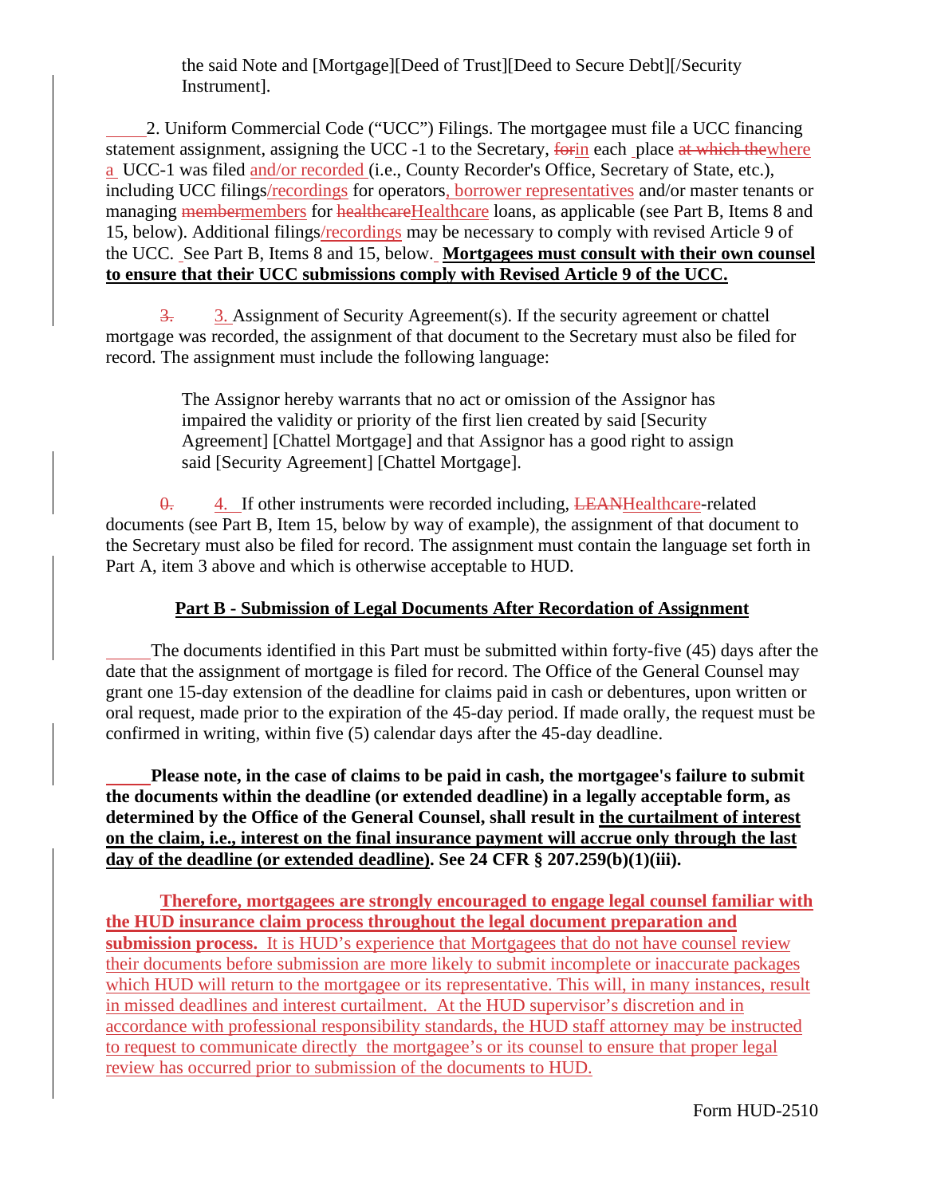the said Note and [Mortgage][Deed of Trust][Deed to Secure Debt][/Security Instrument].

2. Uniform Commercial Code ("UCC") Filings. The mortgagee must file a UCC financing statement assignment, assigning the UCC -1 to the Secretary, ~~for~~in each place ~~at which the~~where a UCC-1 was filed and/or recorded (i.e., County Recorder's Office, Secretary of State, etc.), including UCC filings/recordings for operators, borrower representatives and/or master tenants or managing ~~member~~members for ~~healthcare~~Healthcare loans, as applicable (see Part B, Items 8 and 15, below). Additional filings/recordings may be necessary to comply with revised Article 9 of the UCC. See Part B, Items 8 and 15, below. **Mortgagees must consult with their own counsel to ensure that their UCC submissions comply with Revised Article 9 of the UCC.**

~~3.~~ 3. Assignment of Security Agreement(s). If the security agreement or chattel mortgage was recorded, the assignment of that document to the Secretary must also be filed for record. The assignment must include the following language:

> The Assignor hereby warrants that no act or omission of the Assignor has impaired the validity or priority of the first lien created by said [Security Agreement] [Chattel Mortgage] and that Assignor has a good right to assign said [Security Agreement] [Chattel Mortgage].

~~0.~~ 4. If other instruments were recorded including, ~~LEAN~~Healthcare-related documents (see Part B, Item 15, below by way of example), the assignment of that document to the Secretary must also be filed for record. The assignment must contain the language set forth in Part A, item 3 above and which is otherwise acceptable to HUD.

## Part B - Submission of Legal Documents After Recordation of Assignment

The documents identified in this Part must be submitted within forty-five (45) days after the date that the assignment of mortgage is filed for record. The Office of the General Counsel may grant one 15-day extension of the deadline for claims paid in cash or debentures, upon written or oral request, made prior to the expiration of the 45-day period. If made orally, the request must be confirmed in writing, within five (5) calendar days after the 45-day deadline.

**Please note, in the case of claims to be paid in cash, the mortgagee's failure to submit the documents within the deadline (or extended deadline) in a legally acceptable form, as determined by the Office of the General Counsel, shall result in the curtailment of interest on the claim, i.e., interest on the final insurance payment will accrue only through the last day of the deadline (or extended deadline). See 24 CFR § 207.259(b)(1)(iii).**

**Therefore, mortgagees are strongly encouraged to engage legal counsel familiar with the HUD insurance claim process throughout the legal document preparation and submission process.** It is HUD's experience that Mortgagees that do not have counsel review their documents before submission are more likely to submit incomplete or inaccurate packages which HUD will return to the mortgagee or its representative. This will, in many instances, result in missed deadlines and interest curtailment. At the HUD supervisor's discretion and in accordance with professional responsibility standards, the HUD staff attorney may be instructed to request to communicate directly the mortgagee's or its counsel to ensure that proper legal review has occurred prior to submission of the documents to HUD.

Form HUD-2510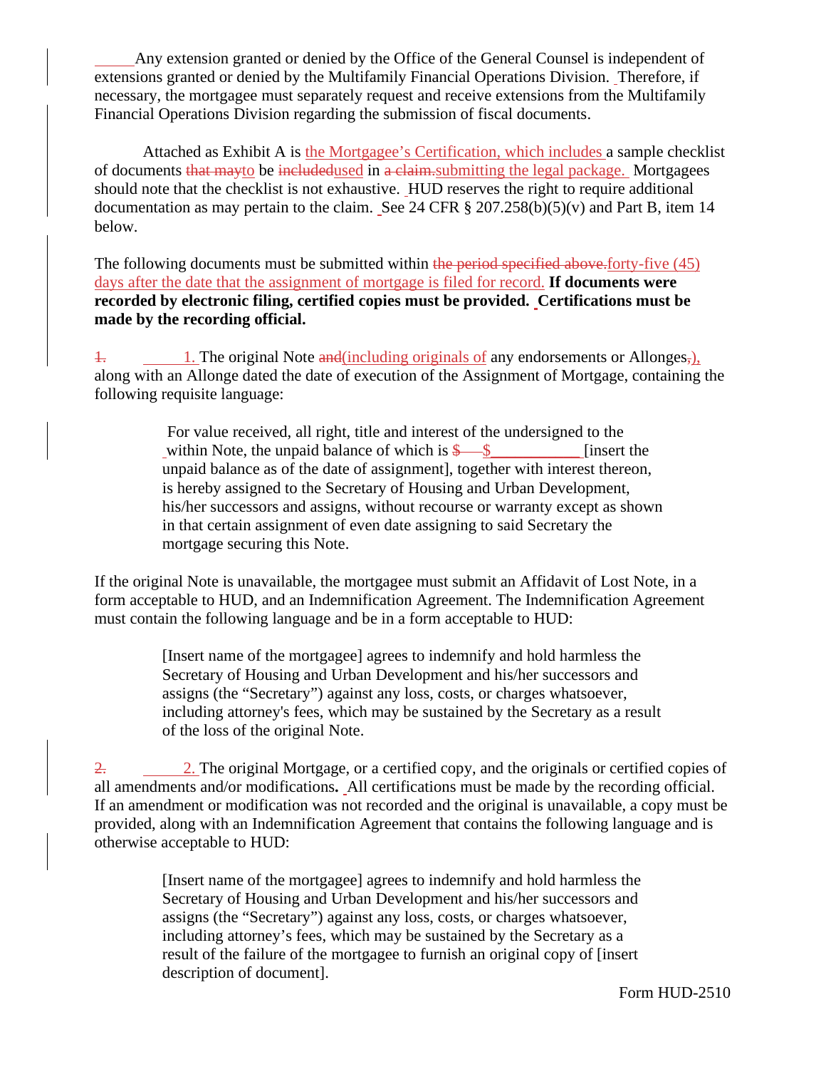Any extension granted or denied by the Office of the General Counsel is independent of extensions granted or denied by the Multifamily Financial Operations Division. Therefore, if necessary, the mortgagee must separately request and receive extensions from the Multifamily Financial Operations Division regarding the submission of fiscal documents.

Attached as Exhibit A is the Mortgagee's Certification, which includes a sample checklist of documents ~~that may~~to be ~~included~~used in ~~a claim.~~submitting the legal package. Mortgagees should note that the checklist is not exhaustive. HUD reserves the right to require additional documentation as may pertain to the claim. See 24 CFR § 207.258(b)(5)(v) and Part B, item 14 below.

The following documents must be submitted within ~~the period specified above.~~forty-five (45) days after the date that the assignment of mortgage is filed for record. **If documents were recorded by electronic filing, certified copies must be provided. Certifications must be made by the recording official.**

~~1.~~ 1. The original Note ~~and~~(including originals of any endorsements or Allonges~~,~~), along with an Allonge dated the date of execution of the Assignment of Mortgage, containing the following requisite language:

> For value received, all right, title and interest of the undersigned to the within Note, the unpaid balance of which is ~~$~~ $___________ [insert the unpaid balance as of the date of assignment], together with interest thereon, is hereby assigned to the Secretary of Housing and Urban Development, his/her successors and assigns, without recourse or warranty except as shown in that certain assignment of even date assigning to said Secretary the mortgage securing this Note.

If the original Note is unavailable, the mortgagee must submit an Affidavit of Lost Note, in a form acceptable to HUD, and an Indemnification Agreement. The Indemnification Agreement must contain the following language and be in a form acceptable to HUD:

> [Insert name of the mortgagee] agrees to indemnify and hold harmless the Secretary of Housing and Urban Development and his/her successors and assigns (the "Secretary") against any loss, costs, or charges whatsoever, including attorney's fees, which may be sustained by the Secretary as a result of the loss of the original Note.

~~2.~~ 2. The original Mortgage, or a certified copy, and the originals or certified copies of all amendments and/or modifications**.** All certifications must be made by the recording official. If an amendment or modification was not recorded and the original is unavailable, a copy must be provided, along with an Indemnification Agreement that contains the following language and is otherwise acceptable to HUD:

> [Insert name of the mortgagee] agrees to indemnify and hold harmless the Secretary of Housing and Urban Development and his/her successors and assigns (the "Secretary") against any loss, costs, or charges whatsoever, including attorney's fees, which may be sustained by the Secretary as a result of the failure of the mortgagee to furnish an original copy of [insert description of document].

Form HUD-2510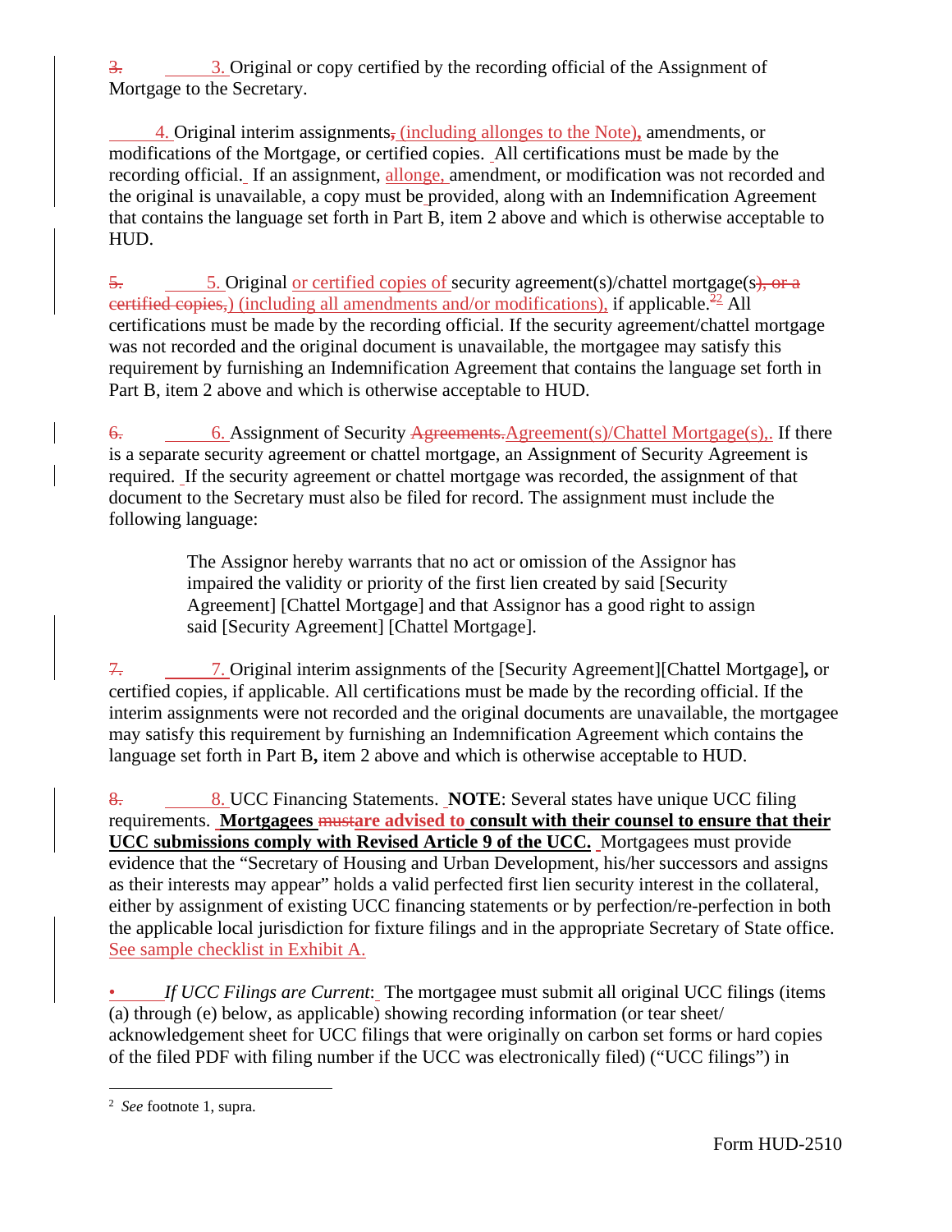3. Original or copy certified by the recording official of the Assignment of Mortgage to the Secretary.

4. Original interim assignments (including allonges to the Note), amendments, or modifications of the Mortgage, or certified copies. All certifications must be made by the recording official. If an assignment, allonge, amendment, or modification was not recorded and the original is unavailable, a copy must be provided, along with an Indemnification Agreement that contains the language set forth in Part B, item 2 above and which is otherwise acceptable to HUD.

5. Original or certified copies of security agreement(s)/chattel mortgage(s) (including all amendments and/or modifications), if applicable.[2] All certifications must be made by the recording official. If the security agreement/chattel mortgage was not recorded and the original document is unavailable, the mortgagee may satisfy this requirement by furnishing an Indemnification Agreement that contains the language set forth in Part B, item 2 above and which is otherwise acceptable to HUD.

6. Assignment of Security Agreement(s)/Chattel Mortgage(s). If there is a separate security agreement or chattel mortgage, an Assignment of Security Agreement is required. If the security agreement or chattel mortgage was recorded, the assignment of that document to the Secretary must also be filed for record. The assignment must include the following language:

> The Assignor hereby warrants that no act or omission of the Assignor has impaired the validity or priority of the first lien created by said [Security Agreement] [Chattel Mortgage] and that Assignor has a good right to assign said [Security Agreement] [Chattel Mortgage].

7. Original interim assignments of the [Security Agreement][Chattel Mortgage], or certified copies, if applicable. All certifications must be made by the recording official. If the interim assignments were not recorded and the original documents are unavailable, the mortgagee may satisfy this requirement by furnishing an Indemnification Agreement which contains the language set forth in Part B, item 2 above and which is otherwise acceptable to HUD.

8. UCC Financing Statements. **NOTE**: Several states have unique UCC filing requirements. **Mortgagees are advised to consult with their counsel to ensure that their UCC submissions comply with Revised Article 9 of the UCC.** Mortgagees must provide evidence that the "Secretary of Housing and Urban Development, his/her successors and assigns as their interests may appear" holds a valid perfected first lien security interest in the collateral, either by assignment of existing UCC financing statements or by perfection/re-perfection in both the applicable local jurisdiction for fixture filings and in the appropriate Secretary of State office. See sample checklist in Exhibit A.

- *If UCC Filings are Current*: The mortgagee must submit all original UCC filings (items (a) through (e) below, as applicable) showing recording information (or tear sheet/ acknowledgement sheet for UCC filings that were originally on carbon set forms or hard copies of the filed PDF with filing number if the UCC was electronically filed) ("UCC filings") in

---

[2] *See* footnote 1, supra.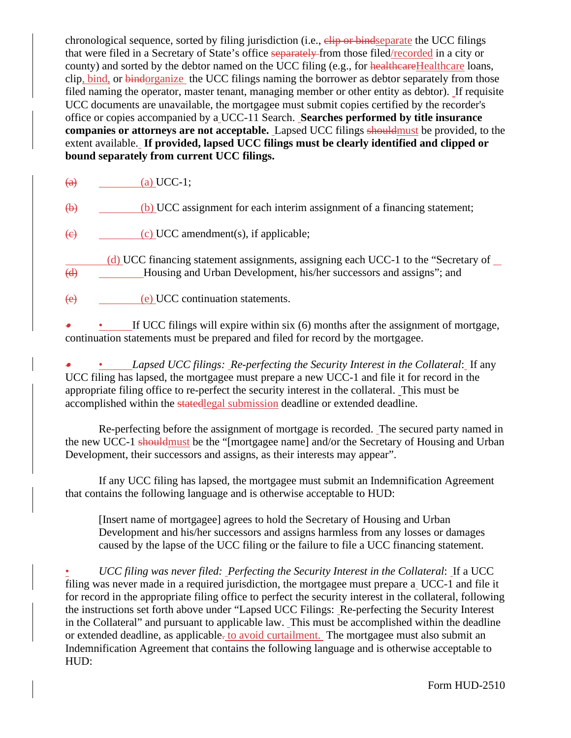chronological sequence, sorted by filing jurisdiction (i.e., ~~clip or bind~~separate the UCC filings that were filed in a Secretary of State's office ~~separately~~ from those filed/recorded in a city or county) and sorted by the debtor named on the UCC filing (e.g., for ~~healthcare~~Healthcare loans, clip, bind, or ~~bind~~organize the UCC filings naming the borrower as debtor separately from those filed naming the operator, master tenant, managing member or other entity as debtor). If requisite UCC documents are unavailable, the mortgagee must submit copies certified by the recorder's office or copies accompanied by a UCC-11 Search. **Searches performed by title insurance companies or attorneys are not acceptable.** Lapsed UCC filings ~~should~~must be provided, to the extent available. **If provided, lapsed UCC filings must be clearly identified and clipped or bound separately from current UCC filings.**

~~(a)~~ (a) UCC-1;

~~(b)~~ (b) UCC assignment for each interim assignment of a financing statement;

~~(c)~~ (c) UCC amendment(s), if applicable;

~~(d)~~ (d) UCC financing statement assignments, assigning each UCC-1 to the "Secretary of Housing and Urban Development, his/her successors and assigns"; and

~~(e)~~ (e) UCC continuation statements.

- If UCC filings will expire within six (6) months after the assignment of mortgage, continuation statements must be prepared and filed for record by the mortgagee.

- *Lapsed UCC filings: Re-perfecting the Security Interest in the Collateral*: If any UCC filing has lapsed, the mortgagee must prepare a new UCC-1 and file it for record in the appropriate filing office to re-perfect the security interest in the collateral. This must be accomplished within the ~~stated~~legal submission deadline or extended deadline.

Re-perfecting before the assignment of mortgage is recorded. The secured party named in the new UCC-1 ~~should~~must be the "[mortgagee name] and/or the Secretary of Housing and Urban Development, their successors and assigns, as their interests may appear".

If any UCC filing has lapsed, the mortgagee must submit an Indemnification Agreement that contains the following language and is otherwise acceptable to HUD:

> [Insert name of mortgagee] agrees to hold the Secretary of Housing and Urban Development and his/her successors and assigns harmless from any losses or damages caused by the lapse of the UCC filing or the failure to file a UCC financing statement.

- *UCC filing was never filed: Perfecting the Security Interest in the Collateral*: If a UCC filing was never made in a required jurisdiction, the mortgagee must prepare a UCC-1 and file it for record in the appropriate filing office to perfect the security interest in the collateral, following the instructions set forth above under "Lapsed UCC Filings: Re-perfecting the Security Interest in the Collateral" and pursuant to applicable law. This must be accomplished within the deadline or extended deadline, as applicable~~.~~ to avoid curtailment. The mortgagee must also submit an Indemnification Agreement that contains the following language and is otherwise acceptable to HUD:

Form HUD-2510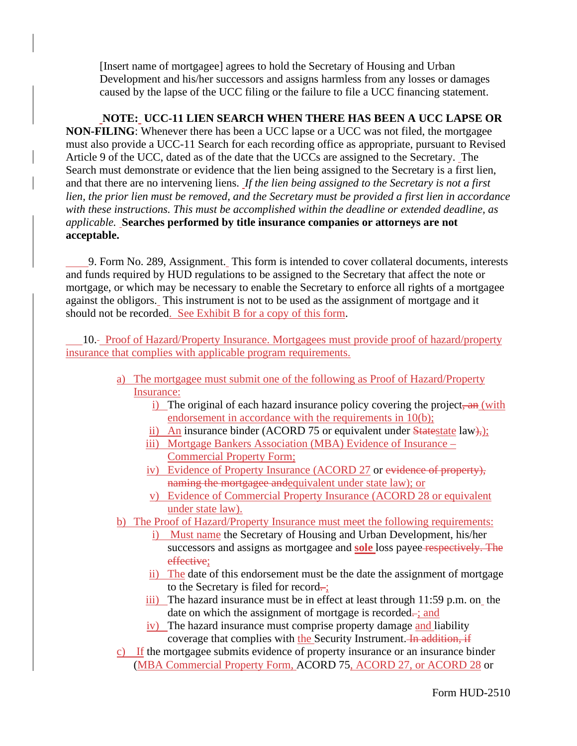[Insert name of mortgagee] agrees to hold the Secretary of Housing and Urban Development and his/her successors and assigns harmless from any losses or damages caused by the lapse of the UCC filing or the failure to file a UCC financing statement.

**NOTE: UCC-11 LIEN SEARCH WHEN THERE HAS BEEN A UCC LAPSE OR NON-FILING**: Whenever there has been a UCC lapse or a UCC was not filed, the mortgagee must also provide a UCC-11 Search for each recording office as appropriate, pursuant to Revised Article 9 of the UCC, dated as of the date that the UCCs are assigned to the Secretary. The Search must demonstrate or evidence that the lien being assigned to the Secretary is a first lien, and that there are no intervening liens. *If the lien being assigned to the Secretary is not a first lien, the prior lien must be removed, and the Secretary must be provided a first lien in accordance with these instructions. This must be accomplished within the deadline or extended deadline, as applicable.* **Searches performed by title insurance companies or attorneys are not acceptable.**

9. Form No. 289, Assignment. This form is intended to cover collateral documents, interests and funds required by HUD regulations to be assigned to the Secretary that affect the note or mortgage, or which may be necessary to enable the Secretary to enforce all rights of a mortgagee against the obligors. This instrument is not to be used as the assignment of mortgage and it should not be recorded. See Exhibit B for a copy of this form.

10. Proof of Hazard/Property Insurance. Mortgagees must provide proof of hazard/property insurance that complies with applicable program requirements.

a) The mortgagee must submit one of the following as Proof of Hazard/Property Insurance:
   - i) The original of each hazard insurance policy covering the project, ~~an~~ (with endorsement in accordance with the requirements in 10(b);
   - ii) An insurance binder (ACORD 75 or equivalent under ~~State~~state law~~),~~);
   - iii) Mortgage Bankers Association (MBA) Evidence of Insurance – Commercial Property Form;
   - iv) Evidence of Property Insurance (ACORD 27 or ~~evidence of property), naming the mortgagee and~~equivalent under state law); or
   - v) Evidence of Commercial Property Insurance (ACORD 28 or equivalent under state law).

b) The Proof of Hazard/Property Insurance must meet the following requirements:
   - i) Must name the Secretary of Housing and Urban Development, his/her successors and assigns as mortgagee and **sole** loss payee ~~respectively. The effective~~;
   - ii) The date of this endorsement must be the date the assignment of mortgage to the Secretary is filed for record~~.~~;
   - iii) The hazard insurance must be in effect at least through 11:59 p.m. on the date on which the assignment of mortgage is recorded~~.~~; and
   - iv) The hazard insurance must comprise property damage and liability coverage that complies with the Security Instrument. ~~In addition, if~~

c) If the mortgagee submits evidence of property insurance or an insurance binder (MBA Commercial Property Form, ACORD 75, ACORD 27, or ACORD 28 or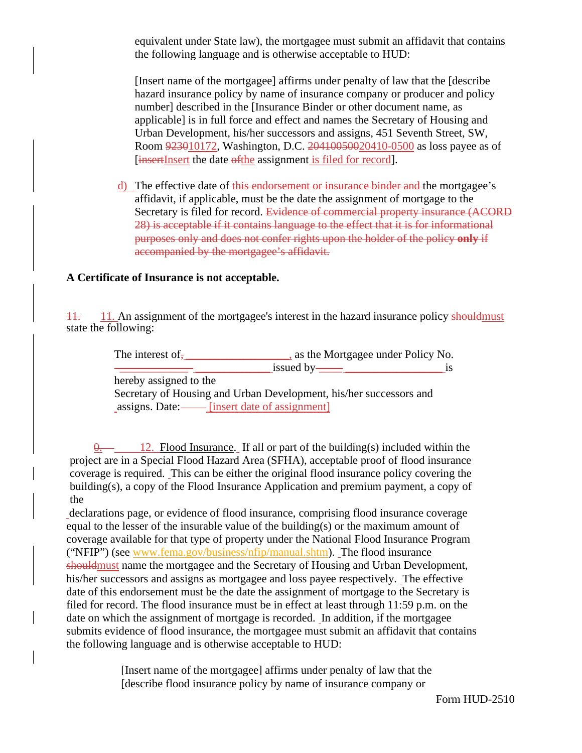equivalent under State law), the mortgagee must submit an affidavit that contains the following language and is otherwise acceptable to HUD:

> [Insert name of the mortgagee] affirms under penalty of law that the [describe hazard insurance policy by name of insurance company or producer and policy number] described in the [Insurance Binder or other document name, as applicable] is in full force and effect and names the Secretary of Housing and Urban Development, his/her successors and assigns, 451 Seventh Street, SW, Room ~~9230~~10172, Washington, D.C. ~~204100500~~20410-0500 as loss payee as of [~~insert~~Insert the date ~~of~~the assignment is filed for record].

d) The effective date of ~~this endorsement or insurance binder and~~ the mortgagee's affidavit, if applicable, must be the date the assignment of mortgage to the Secretary is filed for record. ~~Evidence of commercial property insurance (ACORD 28) is acceptable if it contains language to the effect that it is for informational purposes only and does not confer rights upon the holder of the policy **only** if accompanied by the mortgagee's affidavit.~~

**A Certificate of Insurance is not acceptable.**

~~11.~~ 11. An assignment of the mortgagee's interest in the hazard insurance policy ~~should~~must state the following:

> The interest of ____________________, as the Mortgagee under Policy No. ______________ issued by ____________________ is hereby assigned to the Secretary of Housing and Urban Development, his/her successors and assigns. Date: [insert date of assignment]

~~0.~~ 12. Flood Insurance. If all or part of the building(s) included within the project are in a Special Flood Hazard Area (SFHA), acceptable proof of flood insurance coverage is required. This can be either the original flood insurance policy covering the building(s), a copy of the Flood Insurance Application and premium payment, a copy of the declarations page, or evidence of flood insurance, comprising flood insurance coverage equal to the lesser of the insurable value of the building(s) or the maximum amount of coverage available for that type of property under the National Flood Insurance Program ("NFIP") (see www.fema.gov/business/nfip/manual.shtm). The flood insurance ~~should~~must name the mortgagee and the Secretary of Housing and Urban Development, his/her successors and assigns as mortgagee and loss payee respectively. The effective date of this endorsement must be the date the assignment of mortgage to the Secretary is filed for record. The flood insurance must be in effect at least through 11:59 p.m. on the date on which the assignment of mortgage is recorded. In addition, if the mortgagee submits evidence of flood insurance, the mortgagee must submit an affidavit that contains the following language and is otherwise acceptable to HUD:

> [Insert name of the mortgagee] affirms under penalty of law that the [describe flood insurance policy by name of insurance company or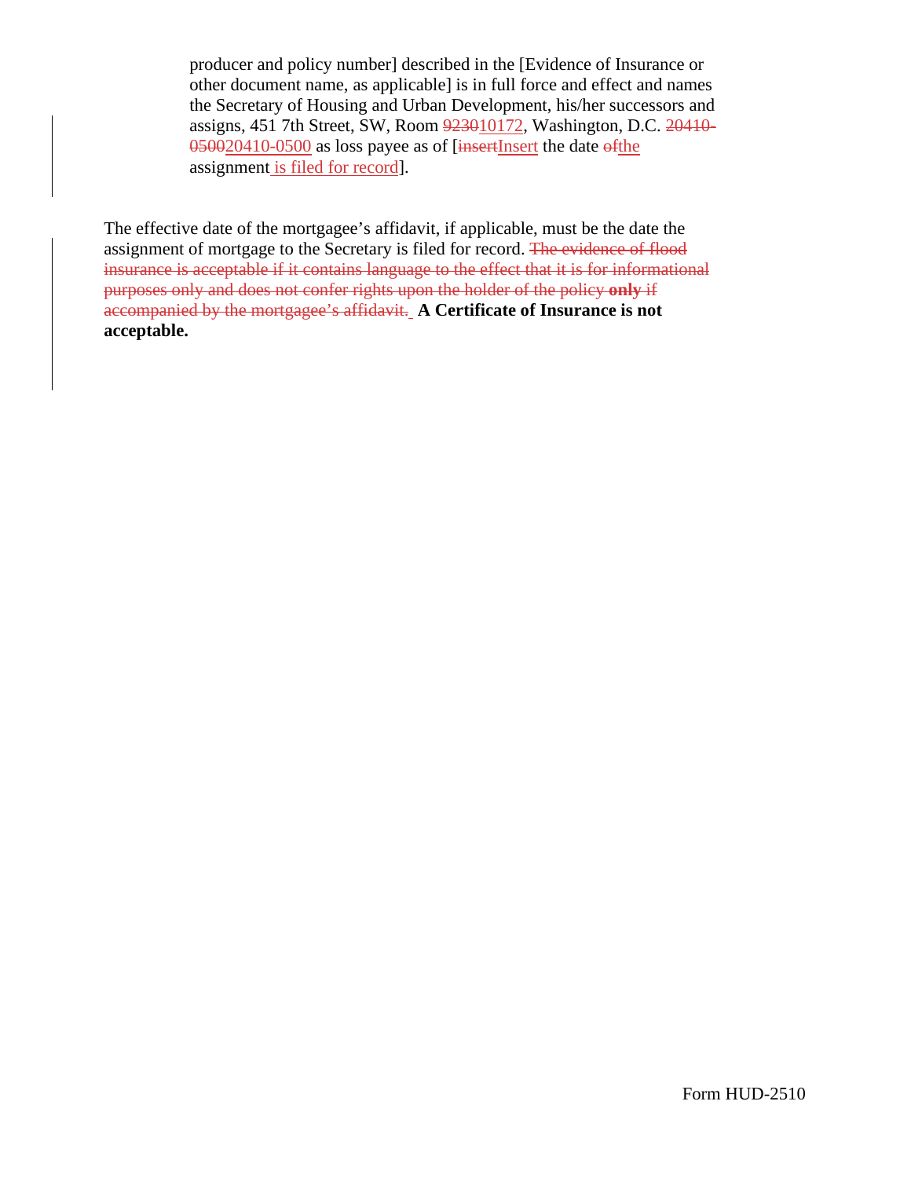producer and policy number] described in the [Evidence of Insurance or other document name, as applicable] is in full force and effect and names the Secretary of Housing and Urban Development, his/her successors and assigns, 451 7th Street, SW, Room ~~9230~~10172, Washington, D.C. ~~20410-0500~~20410-0500 as loss payee as of [~~insert~~Insert the date ~~of~~the assignment is filed for record].

The effective date of the mortgagee's affidavit, if applicable, must be the date the assignment of mortgage to the Secretary is filed for record. ~~The evidence of flood insurance is acceptable if it contains language to the effect that it is for informational purposes only and does not confer rights upon the holder of the policy **only** if accompanied by the mortgagee's affidavit.~~ **A Certificate of Insurance is not acceptable.**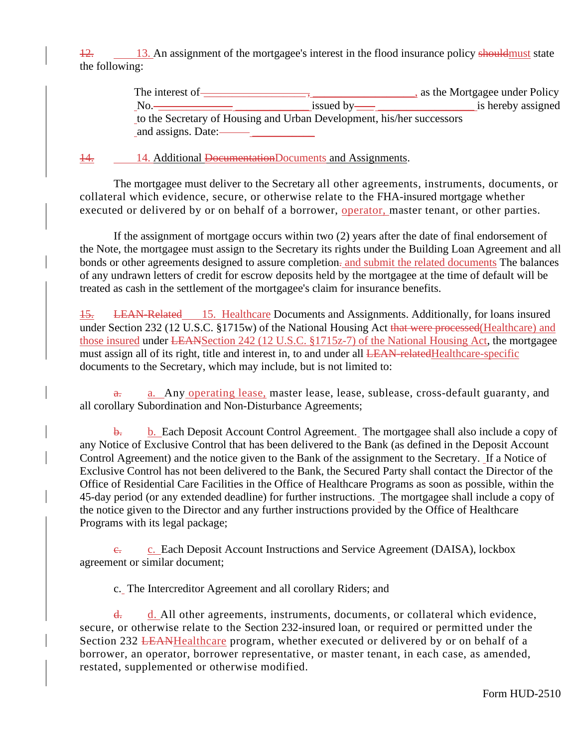~~12.~~ 13. An assignment of the mortgagee's interest in the flood insurance policy ~~should~~must state the following:

> The interest of ___________________, as the Mortgagee under Policy No. ______________ issued by __________________ is hereby assigned to the Secretary of Housing and Urban Development, his/her successors and assigns. Date: ____________

~~14.~~ 14. Additional ~~Documentation~~Documents and Assignments.

The mortgagee must deliver to the Secretary all other agreements, instruments, documents, or collateral which evidence, secure, or otherwise relate to the FHA-insured mortgage whether executed or delivered by or on behalf of a borrower, operator, master tenant, or other parties.

If the assignment of mortgage occurs within two (2) years after the date of final endorsement of the Note, the mortgagee must assign to the Secretary its rights under the Building Loan Agreement and all bonds or other agreements designed to assure completion~~.~~ and submit the related documents The balances of any undrawn letters of credit for escrow deposits held by the mortgagee at the time of default will be treated as cash in the settlement of the mortgagee's claim for insurance benefits.

~~15. LEAN-Related~~ 15. Healthcare Documents and Assignments. Additionally, for loans insured under Section 232 (12 U.S.C. §1715w) of the National Housing Act ~~that were processed~~(Healthcare) and those insured under ~~LEAN~~Section 242 (12 U.S.C. §1715z-7) of the National Housing Act, the mortgagee must assign all of its right, title and interest in, to and under all ~~LEAN-related~~Healthcare-specific documents to the Secretary, which may include, but is not limited to:

~~a.~~ a. Any operating lease, master lease, lease, sublease, cross-default guaranty, and all corollary Subordination and Non-Disturbance Agreements;

~~b.~~ b. Each Deposit Account Control Agreement. The mortgagee shall also include a copy of any Notice of Exclusive Control that has been delivered to the Bank (as defined in the Deposit Account Control Agreement) and the notice given to the Bank of the assignment to the Secretary. If a Notice of Exclusive Control has not been delivered to the Bank, the Secured Party shall contact the Director of the Office of Residential Care Facilities in the Office of Healthcare Programs as soon as possible, within the 45-day period (or any extended deadline) for further instructions. The mortgagee shall include a copy of the notice given to the Director and any further instructions provided by the Office of Healthcare Programs with its legal package;

~~c.~~ c. Each Deposit Account Instructions and Service Agreement (DAISA), lockbox agreement or similar document;

c. The Intercreditor Agreement and all corollary Riders; and

~~d.~~ d. All other agreements, instruments, documents, or collateral which evidence, secure, or otherwise relate to the Section 232-insured loan, or required or permitted under the Section 232 ~~LEAN~~Healthcare program, whether executed or delivered by or on behalf of a borrower, an operator, borrower representative, or master tenant, in each case, as amended, restated, supplemented or otherwise modified.

Form HUD-2510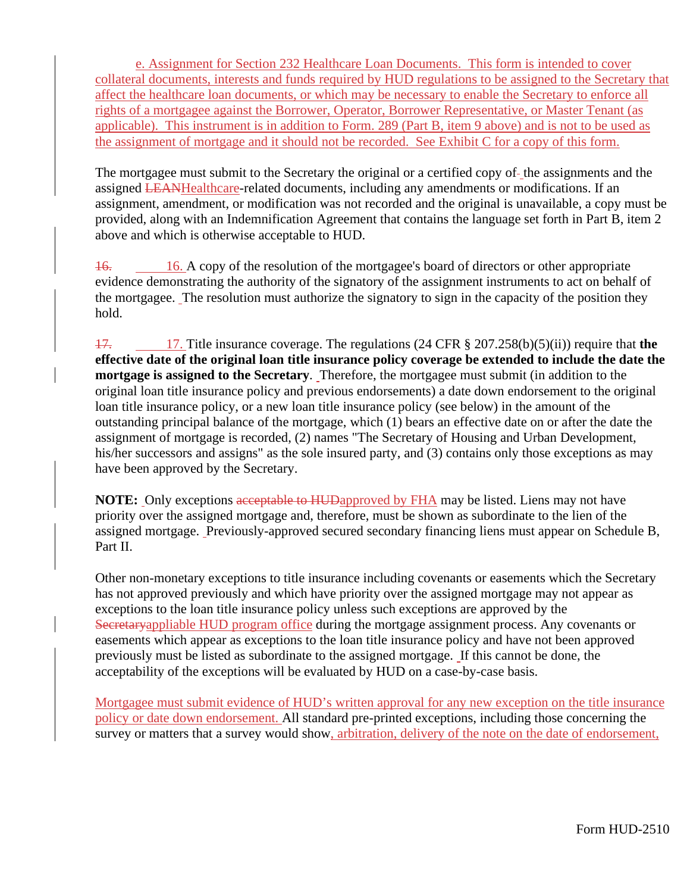e. Assignment for Section 232 Healthcare Loan Documents. This form is intended to cover collateral documents, interests and funds required by HUD regulations to be assigned to the Secretary that affect the healthcare loan documents, or which may be necessary to enable the Secretary to enforce all rights of a mortgagee against the Borrower, Operator, Borrower Representative, or Master Tenant (as applicable). This instrument is in addition to Form. 289 (Part B, item 9 above) and is not to be used as the assignment of mortgage and it should not be recorded. See Exhibit C for a copy of this form.

The mortgagee must submit to the Secretary the original or a certified copy of the assignments and the assigned ~~LEAN~~Healthcare-related documents, including any amendments or modifications. If an assignment, amendment, or modification was not recorded and the original is unavailable, a copy must be provided, along with an Indemnification Agreement that contains the language set forth in Part B, item 2 above and which is otherwise acceptable to HUD.

~~16.~~ 16. A copy of the resolution of the mortgagee's board of directors or other appropriate evidence demonstrating the authority of the signatory of the assignment instruments to act on behalf of the mortgagee. The resolution must authorize the signatory to sign in the capacity of the position they hold.

~~17.~~ 17. Title insurance coverage. The regulations (24 CFR § 207.258(b)(5)(ii)) require that **the effective date of the original loan title insurance policy coverage be extended to include the date the mortgage is assigned to the Secretary**. Therefore, the mortgagee must submit (in addition to the original loan title insurance policy and previous endorsements) a date down endorsement to the original loan title insurance policy, or a new loan title insurance policy (see below) in the amount of the outstanding principal balance of the mortgage, which (1) bears an effective date on or after the date the assignment of mortgage is recorded, (2) names "The Secretary of Housing and Urban Development, his/her successors and assigns" as the sole insured party, and (3) contains only those exceptions as may have been approved by the Secretary.

**NOTE:** Only exceptions ~~acceptable to HUD~~approved by FHA may be listed. Liens may not have priority over the assigned mortgage and, therefore, must be shown as subordinate to the lien of the assigned mortgage. Previously-approved secured secondary financing liens must appear on Schedule B, Part II.

Other non-monetary exceptions to title insurance including covenants or easements which the Secretary has not approved previously and which have priority over the assigned mortgage may not appear as exceptions to the loan title insurance policy unless such exceptions are approved by the ~~Secretary~~appliable HUD program office during the mortgage assignment process. Any covenants or easements which appear as exceptions to the loan title insurance policy and have not been approved previously must be listed as subordinate to the assigned mortgage. If this cannot be done, the acceptability of the exceptions will be evaluated by HUD on a case-by-case basis.

Mortgagee must submit evidence of HUD's written approval for any new exception on the title insurance policy or date down endorsement. All standard pre-printed exceptions, including those concerning the survey or matters that a survey would show, arbitration, delivery of the note on the date of endorsement,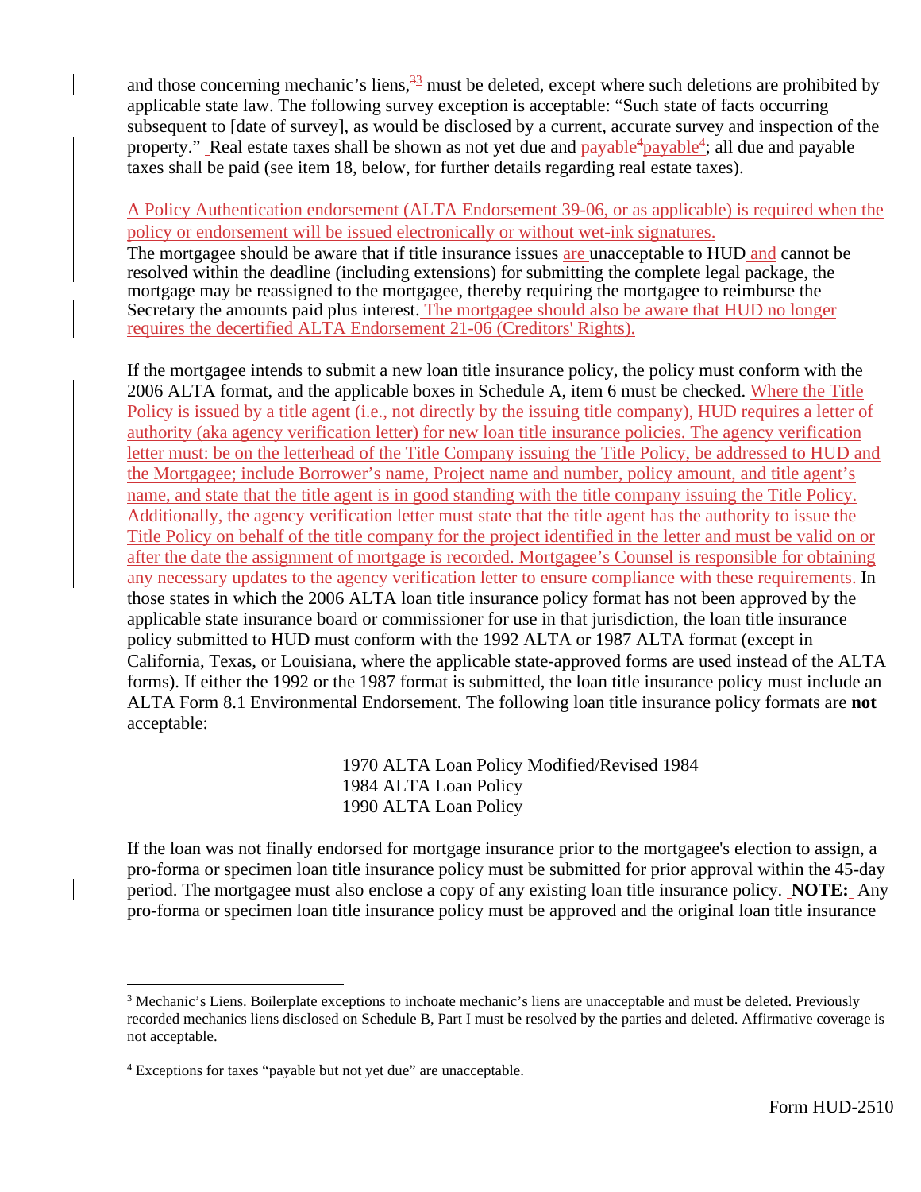and those concerning mechanic's liens,[3] must be deleted, except where such deletions are prohibited by applicable state law. The following survey exception is acceptable: "Such state of facts occurring subsequent to [date of survey], as would be disclosed by a current, accurate survey and inspection of the property." Real estate taxes shall be shown as not yet due and payable[4]; all due and payable taxes shall be paid (see item 18, below, for further details regarding real estate taxes).

A Policy Authentication endorsement (ALTA Endorsement 39-06, or as applicable) is required when the policy or endorsement will be issued electronically or without wet-ink signatures.

The mortgagee should be aware that if title insurance issues are unacceptable to HUD and cannot be resolved within the deadline (including extensions) for submitting the complete legal package, the mortgage may be reassigned to the mortgagee, thereby requiring the mortgagee to reimburse the Secretary the amounts paid plus interest. The mortgagee should also be aware that HUD no longer requires the decertified ALTA Endorsement 21-06 (Creditors' Rights).

If the mortgagee intends to submit a new loan title insurance policy, the policy must conform with the 2006 ALTA format, and the applicable boxes in Schedule A, item 6 must be checked. Where the Title Policy is issued by a title agent (i.e., not directly by the issuing title company), HUD requires a letter of authority (aka agency verification letter) for new loan title insurance policies. The agency verification letter must: be on the letterhead of the Title Company issuing the Title Policy, be addressed to HUD and the Mortgagee; include Borrower's name, Project name and number, policy amount, and title agent's name, and state that the title agent is in good standing with the title company issuing the Title Policy. Additionally, the agency verification letter must state that the title agent has the authority to issue the Title Policy on behalf of the title company for the project identified in the letter and must be valid on or after the date the assignment of mortgage is recorded. Mortgagee's Counsel is responsible for obtaining any necessary updates to the agency verification letter to ensure compliance with these requirements. In those states in which the 2006 ALTA loan title insurance policy format has not been approved by the applicable state insurance board or commissioner for use in that jurisdiction, the loan title insurance policy submitted to HUD must conform with the 1992 ALTA or 1987 ALTA format (except in California, Texas, or Louisiana, where the applicable state-approved forms are used instead of the ALTA forms). If either the 1992 or the 1987 format is submitted, the loan title insurance policy must include an ALTA Form 8.1 Environmental Endorsement. The following loan title insurance policy formats are **not** acceptable:

1970 ALTA Loan Policy Modified/Revised 1984
1984 ALTA Loan Policy
1990 ALTA Loan Policy

If the loan was not finally endorsed for mortgage insurance prior to the mortgagee's election to assign, a pro-forma or specimen loan title insurance policy must be submitted for prior approval within the 45-day period. The mortgagee must also enclose a copy of any existing loan title insurance policy. **NOTE:** Any pro-forma or specimen loan title insurance policy must be approved and the original loan title insurance

---

[3] Mechanic's Liens. Boilerplate exceptions to inchoate mechanic's liens are unacceptable and must be deleted. Previously recorded mechanics liens disclosed on Schedule B, Part I must be resolved by the parties and deleted. Affirmative coverage is not acceptable.

[4] Exceptions for taxes "payable but not yet due" are unacceptable.

Form HUD-2510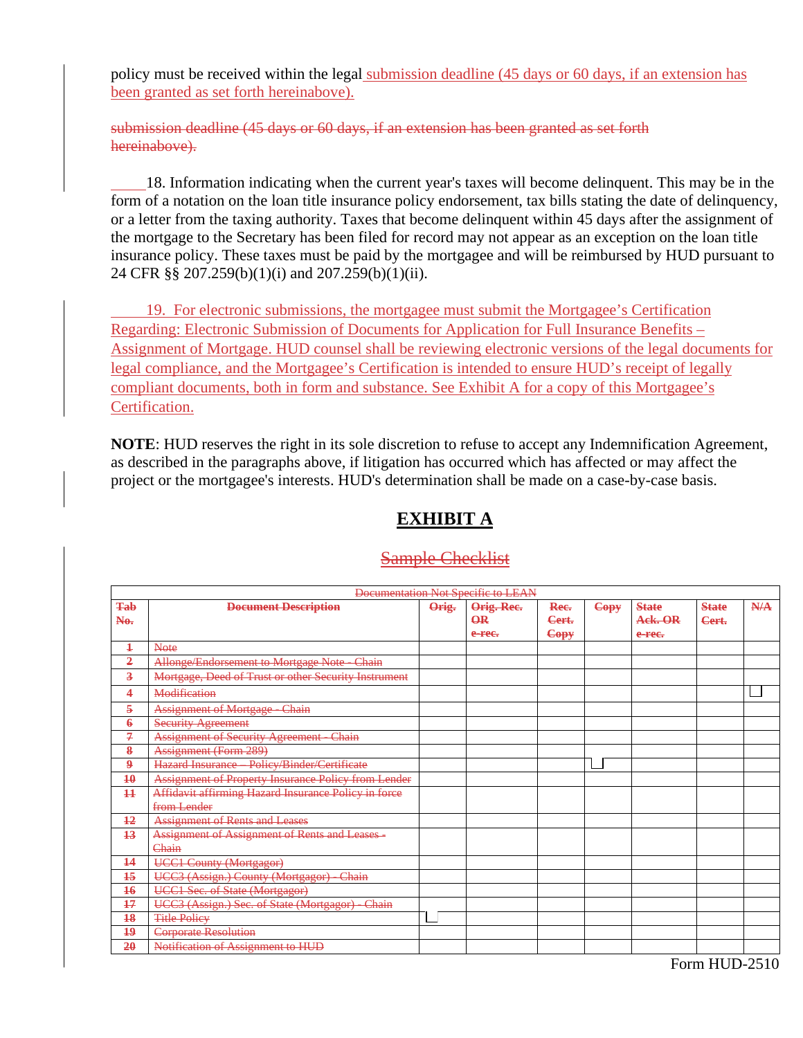policy must be received within the legal submission deadline (45 days or 60 days, if an extension has been granted as set forth hereinabove).

~~submission deadline (45 days or 60 days, if an extension has been granted as set forth hereinabove).~~

_____18. Information indicating when the current year's taxes will become delinquent. This may be in the form of a notation on the loan title insurance policy endorsement, tax bills stating the date of delinquency, or a letter from the taxing authority. Taxes that become delinquent within 45 days after the assignment of the mortgage to the Secretary has been filed for record may not appear as an exception on the loan title insurance policy. These taxes must be paid by the mortgagee and will be reimbursed by HUD pursuant to 24 CFR §§ 207.259(b)(1)(i) and 207.259(b)(1)(ii).

_____19. For electronic submissions, the mortgagee must submit the Mortgagee's Certification Regarding: Electronic Submission of Documents for Application for Full Insurance Benefits – Assignment of Mortgage. HUD counsel shall be reviewing electronic versions of the legal documents for legal compliance, and the Mortgagee's Certification is intended to ensure HUD's receipt of legally compliant documents, both in form and substance. See Exhibit A for a copy of this Mortgagee's Certification.

**NOTE**: HUD reserves the right in its sole discretion to refuse to accept any Indemnification Agreement, as described in the paragraphs above, if litigation has occurred which has affected or may affect the project or the mortgagee's interests. HUD's determination shall be made on a case-by-case basis.

# EXHIBIT A

## ~~Sample Checklist~~

| ~~Documentation Not Specific to LEAN~~ | | | | | | | | |
|---|---|---|---|---|---|---|---|---|
| ~~Tab No.~~ | ~~Document Description~~ | ~~Orig.~~ | ~~Orig. Rec. OR e-rec.~~ | ~~Rec. Cert. Copy~~ | ~~Copy~~ | ~~State Ack. OR e-rec.~~ | ~~State Cert.~~ | ~~N/A~~ |
| ~~1~~ | ~~Note~~ | | | | | | | |
| ~~2~~ | ~~Allonge/Endorsement to Mortgage Note - Chain~~ | | | | | | | |
| ~~3~~ | ~~Mortgage, Deed of Trust or other Security Instrument~~ | | | | | | | |
| ~~4~~ | ~~Modification~~ | | | | | | | ☐ |
| ~~5~~ | ~~Assignment of Mortgage - Chain~~ | | | | | | | |
| ~~6~~ | ~~Security Agreement~~ | | | | | | | |
| ~~7~~ | ~~Assignment of Security Agreement - Chain~~ | | | | | | | |
| ~~8~~ | ~~Assignment (Form 289)~~ | | | | | | | |
| ~~9~~ | ~~Hazard Insurance – Policy/Binder/Certificate~~ | | | | ☐ | | | |
| ~~10~~ | ~~Assignment of Property Insurance Policy from Lender~~ | | | | | | | |
| ~~11~~ | ~~Affidavit affirming Hazard Insurance Policy in force from Lender~~ | | | | | | | |
| ~~12~~ | ~~Assignment of Rents and Leases~~ | | | | | | | |
| ~~13~~ | ~~Assignment of Assignment of Rents and Leases - Chain~~ | | | | | | | |
| ~~14~~ | ~~UCC1 County (Mortgagor)~~ | | | | | | | |
| ~~15~~ | ~~UCC3 (Assign.) County (Mortgagor) - Chain~~ | | | | | | | |
| ~~16~~ | ~~UCC1 Sec. of State (Mortgagor)~~ | | | | | | | |
| ~~17~~ | ~~UCC3 (Assign.) Sec. of State (Mortgagor) - Chain~~ | | | | | | | |
| ~~18~~ | ~~Title Policy~~ | ☐ | | | | | | |
| ~~19~~ | ~~Corporate Resolution~~ | | | | | | | |
| ~~20~~ | ~~Notification of Assignment to HUD~~ | | | | | | | |

Form HUD-2510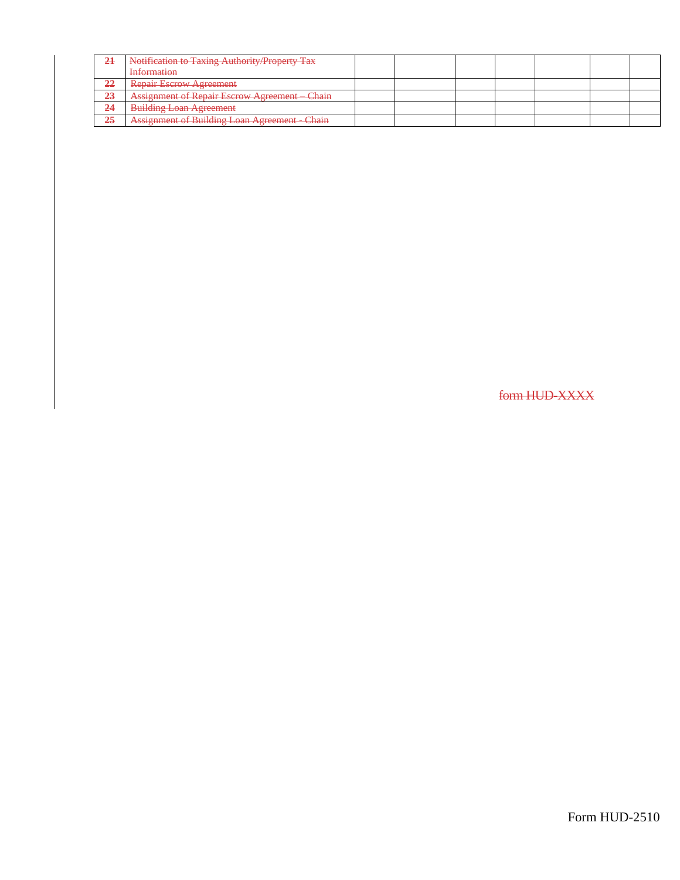| | | | | | | | | |
|---|---|---|---|---|---|---|---|---|
| ~~21~~ | ~~Notification to Taxing Authority/Property Tax Information~~ | | | | | | | |
| ~~22~~ | ~~Repair Escrow Agreement~~ | | | | | | | |
| ~~23~~ | ~~Assignment of Repair Escrow Agreement – Chain~~ | | | | | | | |
| ~~24~~ | ~~Building Loan Agreement~~ | | | | | | | |
| ~~25~~ | ~~Assignment of Building Loan Agreement - Chain~~ | | | | | | | |

~~form HUD-XXXX~~

Form HUD-2510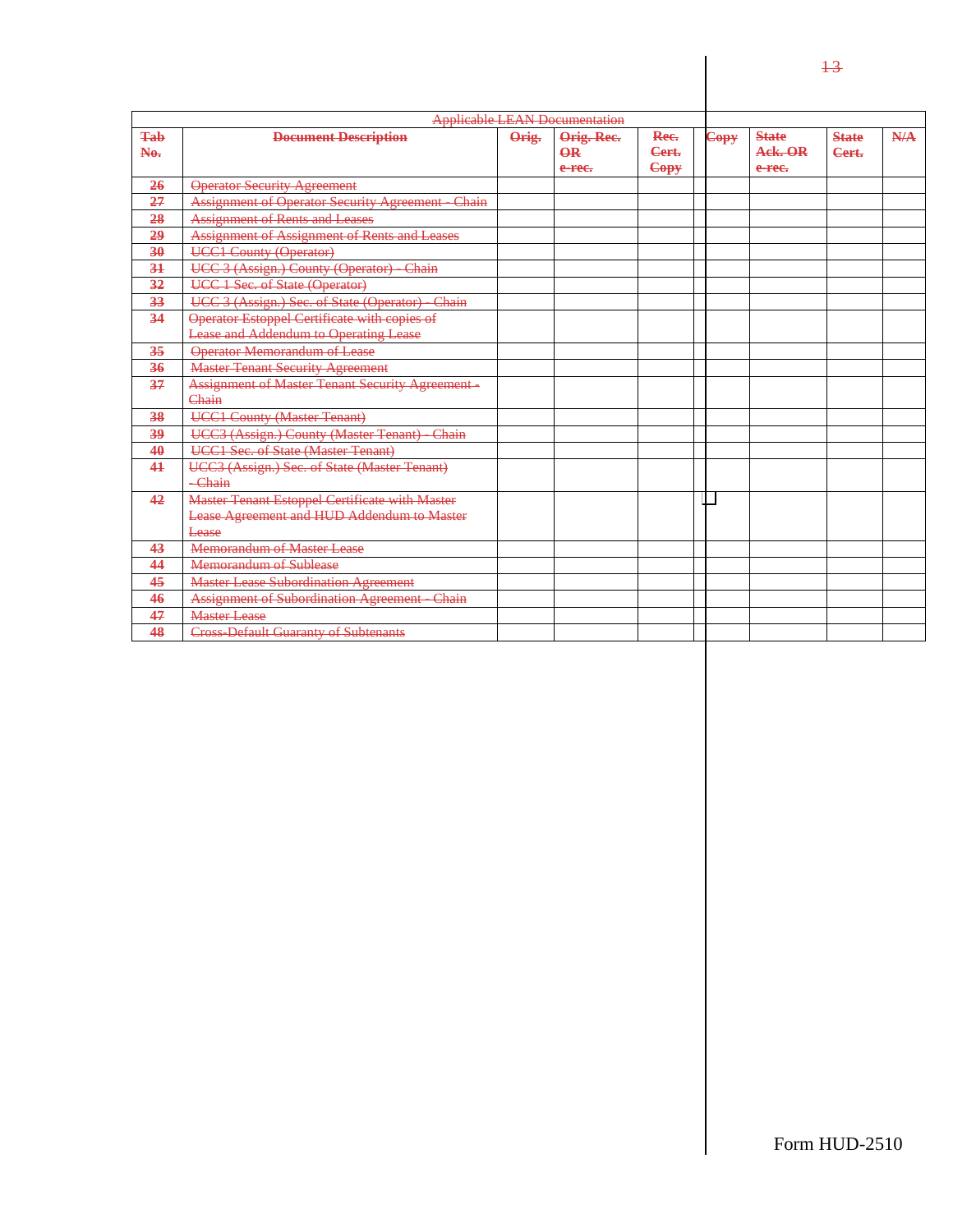| Applicable LEAN Documentation | | | | | | | | | |
|---|---|---|---|---|---|---|---|---|---|
| **Tab No.** | **Document Description** | **Orig.** | **Orig. Rec. OR e-rec.** | **Rec. Cert. Copy** | | **Copy** | **State Ack. OR e-rec.** | **State Cert.** | **N/A** |
| **26** | Operator Security Agreement | | | | | | | | |
| **27** | Assignment of Operator Security Agreement - Chain | | | | | | | | |
| **28** | Assignment of Rents and Leases | | | | | | | | |
| **29** | Assignment of Assignment of Rents and Leases | | | | | | | | |
| **30** | UCC1 County (Operator) | | | | | | | | |
| **31** | UCC 3 (Assign.) County (Operator) - Chain | | | | | | | | |
| **32** | UCC 1 Sec. of State (Operator) | | | | | | | | |
| **33** | UCC 3 (Assign.) Sec. of State (Operator) - Chain | | | | | | | | |
| **34** | Operator Estoppel Certificate with copies of Lease and Addendum to Operating Lease | | | | | | | | |
| **35** | Operator Memorandum of Lease | | | | | | | | |
| **36** | Master Tenant Security Agreement | | | | | | | | |
| **37** | Assignment of Master Tenant Security Agreement - Chain | | | | | | | | |
| **38** | UCC1 County (Master Tenant) | | | | | | | | |
| **39** | UCC3 (Assign.) County (Master Tenant) - Chain | | | | | | | | |
| **40** | UCC1 Sec. of State (Master Tenant) | | | | | | | | |
| **41** | UCC3 (Assign.) Sec. of State (Master Tenant) - Chain | | | | | | | | |
| **42** | Master Tenant Estoppel Certificate with Master Lease Agreement and HUD Addendum to Master Lease | | | | | | | | |
| **43** | Memorandum of Master Lease | | | | | | | | |
| **44** | Memorandum of Sublease | | | | | | | | |
| **45** | Master Lease Subordination Agreement | | | | | | | | |
| **46** | Assignment of Subordination Agreement - Chain | | | | | | | | |
| **47** | Master Lease | | | | | | | | |
| **48** | Cross-Default Guaranty of Subtenants | | | | | | | | |

Form HUD-2510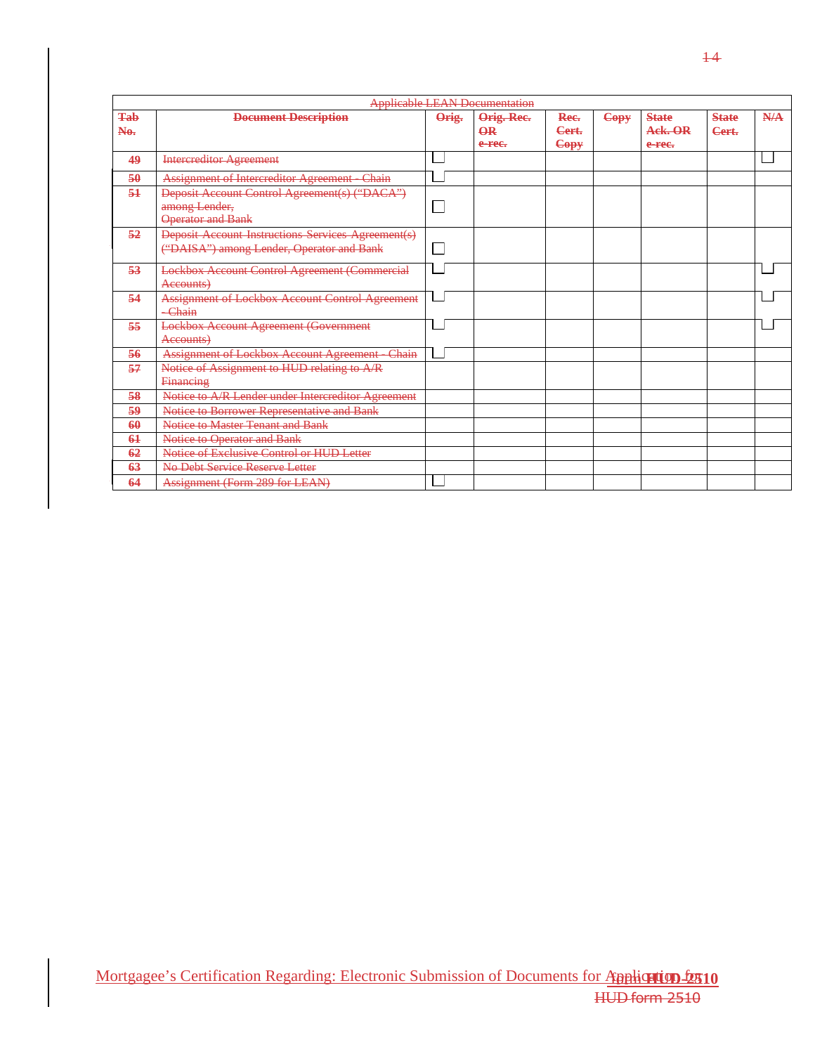| Applicable LEAN Documentation | | | | | | | | |
|---|---|---|---|---|---|---|---|---|
| **Tab No.** | **Document Description** | **Orig.** | **Orig. Rec. OR e-rec.** | **Rec. Cert. Copy** | **Copy** | **State Ack. OR e-rec.** | **State Cert.** | **N/A** |
| 49 | Intercreditor Agreement | ☐ | | | | | | ☐ |
| 50 | Assignment of Intercreditor Agreement - Chain | ☐ | | | | | | |
| 51 | Deposit Account Control Agreement(s) ("DACA") among Lender, Operator and Bank | ☐ | | | | | | |
| 52 | Deposit Account Instructions Services Agreement(s) ("DAISA") among Lender, Operator and Bank | ☐ | | | | | | |
| 53 | Lockbox Account Control Agreement (Commercial Accounts) | ☐ | | | | | | ☐ |
| 54 | Assignment of Lockbox Account Control Agreement - Chain | ☐ | | | | | | ☐ |
| 55 | Lockbox Account Agreement (Government Accounts) | ☐ | | | | | | ☐ |
| 56 | Assignment of Lockbox Account Agreement - Chain | ☐ | | | | | | |
| 57 | Notice of Assignment to HUD relating to A/R Financing | | | | | | | |
| 58 | Notice to A/R Lender under Intercreditor Agreement | | | | | | | |
| 59 | Notice to Borrower Representative and Bank | | | | | | | |
| 60 | Notice to Master Tenant and Bank | | | | | | | |
| 61 | Notice to Operator and Bank | | | | | | | |
| 62 | Notice of Exclusive Control or HUD Letter | | | | | | | |
| 63 | No Debt Service Reserve Letter | | | | | | | |
| 64 | Assignment (Form 289 for LEAN) | ☐ | | | | | | |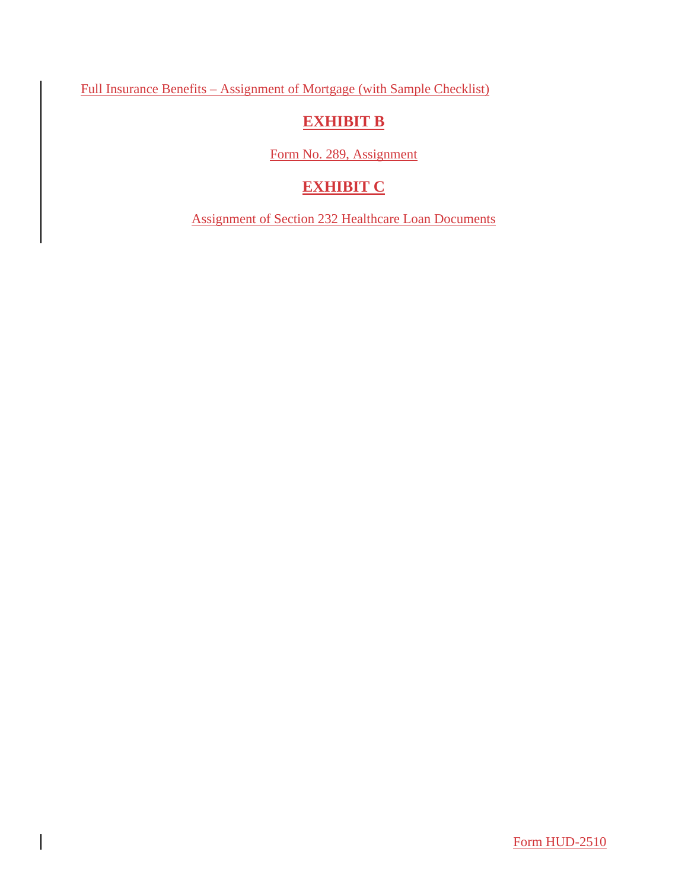Full Insurance Benefits – Assignment of Mortgage (with Sample Checklist)

## EXHIBIT B

Form No. 289, Assignment

## EXHIBIT C

Assignment of Section 232 Healthcare Loan Documents

Form HUD-2510